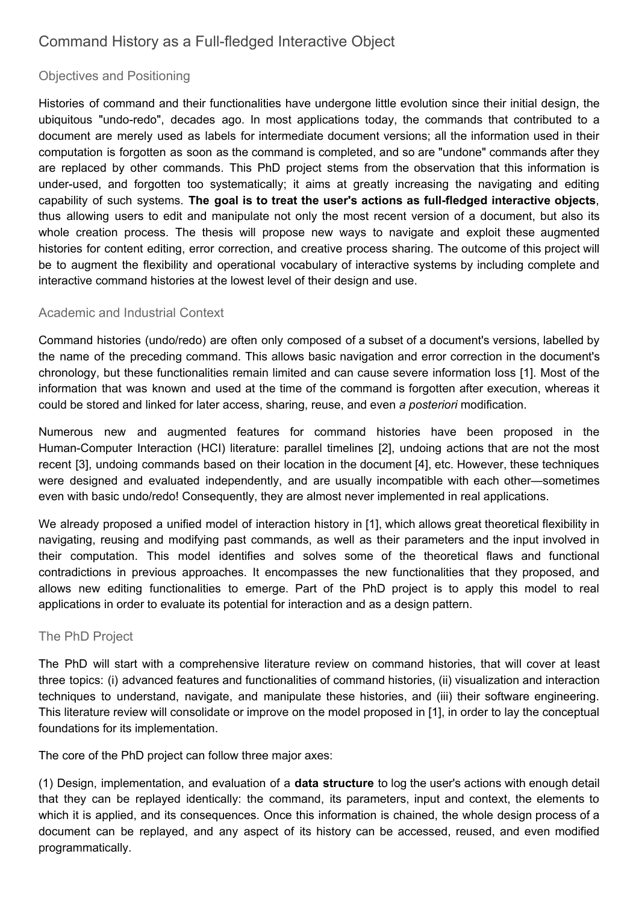# Command History as a Full-fledged Interactive Object

## Objectives and Positioning

Histories of command and their functionalities have undergone little evolution since their initial design, the ubiquitous "undo-redo", decades ago. In most applications today, the commands that contributed to a document are merely used as labels for intermediate document versions; all the information used in their computation is forgotten as soon as the command is completed, and so are "undone" commands after they are replaced by other commands. This PhD project stems from the observation that this information is under-used, and forgotten too systematically; it aims at greatly increasing the navigating and editing capability of such systems. **The goal is to treat the user's actions as full-fledged interactive objects**, thus allowing users to edit and manipulate not only the most recent version of a document, but also its whole creation process. The thesis will propose new ways to navigate and exploit these augmented histories for content editing, error correction, and creative process sharing. The outcome of this project will be to augment the flexibility and operational vocabulary of interactive systems by including complete and interactive command histories at the lowest level of their design and use.

## Academic and Industrial Context

Command histories (undo/redo) are often only composed of a subset of a document's versions, labelled by the name of the preceding command. This allows basic navigation and error correction in the document's chronology, but these functionalities remain limited and can cause severe information loss [1]. Most of the information that was known and used at the time of the command is forgotten after execution, whereas it could be stored and linked for later access, sharing, reuse, and even *a posteriori* modification.

Numerous new and augmented features for command histories have been proposed in the Human-Computer Interaction (HCI) literature: parallel timelines [2], undoing actions that are not the most recent [3], undoing commands based on their location in the document [4], etc. However, these techniques were designed and evaluated independently, and are usually incompatible with each other—sometimes even with basic undo/redo! Consequently, they are almost never implemented in real applications.

We already proposed a unified model of interaction history in [1], which allows great theoretical flexibility in navigating, reusing and modifying past commands, as well as their parameters and the input involved in their computation. This model identifies and solves some of the theoretical flaws and functional contradictions in previous approaches. It encompasses the new functionalities that they proposed, and allows new editing functionalities to emerge. Part of the PhD project is to apply this model to real applications in order to evaluate its potential for interaction and as a design pattern.

## The PhD Project

The PhD will start with a comprehensive literature review on command histories, that will cover at least three topics: (i) advanced features and functionalities of command histories, (ii) visualization and interaction techniques to understand, navigate, and manipulate these histories, and (iii) their software engineering. This literature review will consolidate or improve on the model proposed in [1], in order to lay the conceptual foundations for its implementation.

The core of the PhD project can follow three major axes:

(1) Design, implementation, and evaluation of a **data structure** to log the user's actions with enough detail that they can be replayed identically: the command, its parameters, input and context, the elements to which it is applied, and its consequences. Once this information is chained, the whole design process of a document can be replayed, and any aspect of its history can be accessed, reused, and even modified programmatically.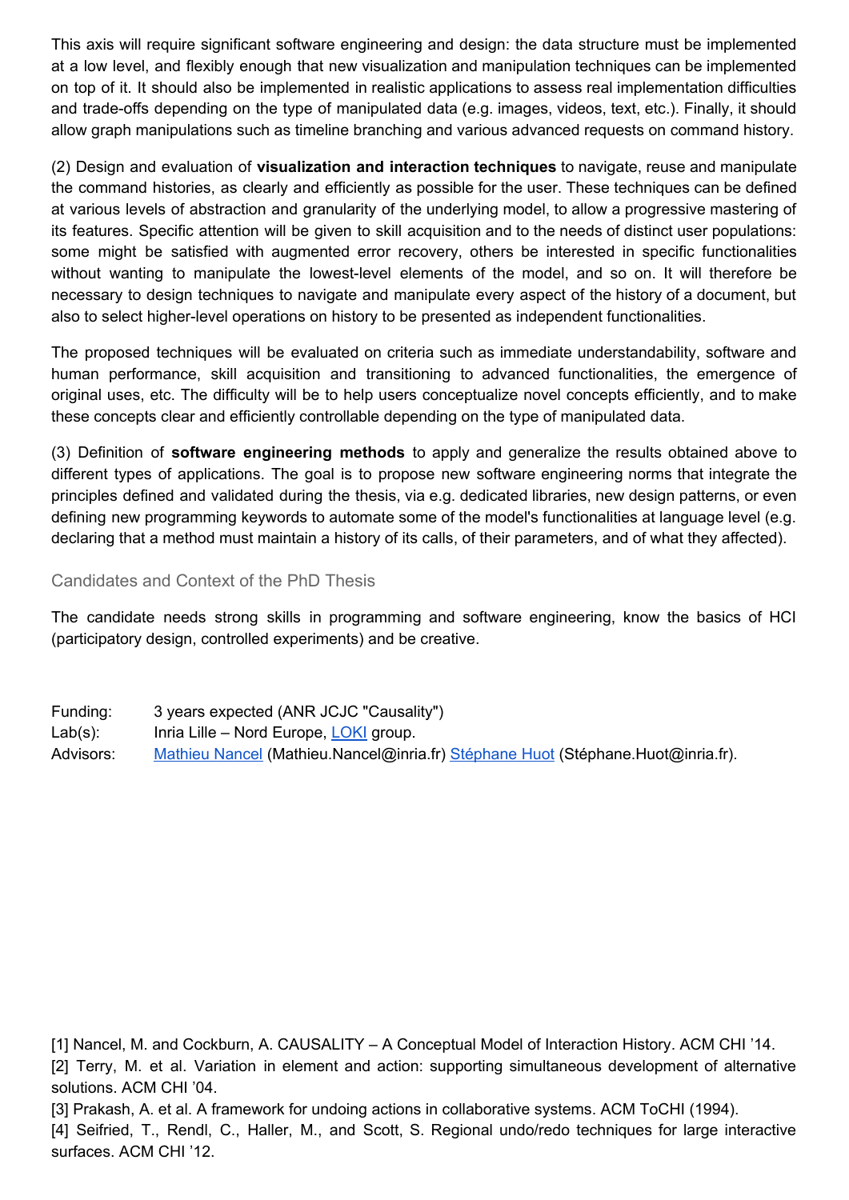This axis will require significant software engineering and design: the data structure must be implemented at a low level, and flexibly enough that new visualization and manipulation techniques can be implemented on top of it. It should also be implemented in realistic applications to assess real implementation difficulties and trade-offs depending on the type of manipulated data (e.g. images, videos, text, etc.). Finally, it should allow graph manipulations such as timeline branching and various advanced requests on command history.

(2) Design and evaluation of **visualization and interaction techniques** to navigate, reuse and manipulate the command histories, as clearly and efficiently as possible for the user. These techniques can be defined at various levels of abstraction and granularity of the underlying model, to allow a progressive mastering of its features. Specific attention will be given to skill acquisition and to the needs of distinct user populations: some might be satisfied with augmented error recovery, others be interested in specific functionalities without wanting to manipulate the lowest-level elements of the model, and so on. It will therefore be necessary to design techniques to navigate and manipulate every aspect of the history of a document, but also to select higher-level operations on history to be presented as independent functionalities.

The proposed techniques will be evaluated on criteria such as immediate understandability, software and human performance, skill acquisition and transitioning to advanced functionalities, the emergence of original uses, etc. The difficulty will be to help users conceptualize novel concepts efficiently, and to make these concepts clear and efficiently controllable depending on the type of manipulated data.

(3) Definition of **software engineering methods** to apply and generalize the results obtained above to different types of applications. The goal is to propose new software engineering norms that integrate the principles defined and validated during the thesis, via e.g. dedicated libraries, new design patterns, or even defining new programming keywords to automate some of the model's functionalities at language level (e.g. declaring that a method must maintain a history of its calls, of their parameters, and of what they affected).

## Candidates and Context of the PhD Thesis

The candidate needs strong skills in programming and software engineering, know the basics of HCI (participatory design, controlled experiments) and be creative.

Funding: 3 years expected (ANR JCJC "Causality")
Lab(s): Inria Lille – Nord Europe, LOKI group.
Advisors: Mathieu Nancel (Mathieu.Nancel@inria.fr) Stéphane Huot (Stéphane.Huot@inria.fr).

[1] Nancel, M. and Cockburn, A. CAUSALITY – A Conceptual Model of Interaction History. ACM CHI '14.
[2] Terry, M. et al. Variation in element and action: supporting simultaneous development of alternative solutions. ACM CHI '04.
[3] Prakash, A. et al. A framework for undoing actions in collaborative systems. ACM ToCHI (1994).
[4] Seifried, T., Rendl, C., Haller, M., and Scott, S. Regional undo/redo techniques for large interactive surfaces. ACM CHI '12.